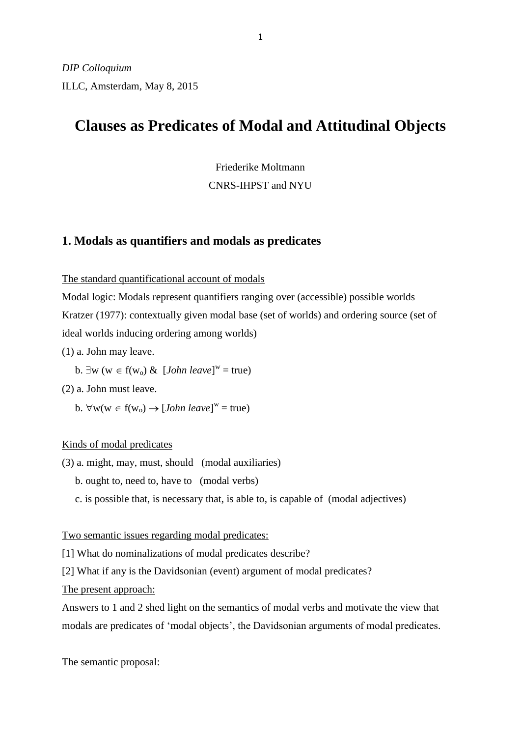*DIP Colloquium*

ILLC, Amsterdam, May 8, 2015

# Clauses as Predicates of Modal and Attitudinal Objects

Friederike Moltmann

CNRS-IHPST and NYU

## 1. Modals as quantifiers and modals as predicates

<u>The standard quantificational account of modals</u>

Modal logic: Modals represent quantifiers ranging over (accessible) possible worlds

Kratzer (1977): contextually given modal base (set of worlds) and ordering source (set of ideal worlds inducing ordering among worlds)

(1) a. John may leave.

b. $\exists w\ (w \in f(w_o)\ \&\ [\textit{John leave}]^w = \text{true})$

(2) a. John must leave.

b. $\forall w(w \in f(w_o) \rightarrow [\textit{John leave}]^w = \text{true})$

<u>Kinds of modal predicates</u>

(3) a. might, may, must, should (modal auxiliaries)

b. ought to, need to, have to (modal verbs)

c. is possible that, is necessary that, is able to, is capable of (modal adjectives)

<u>Two semantic issues regarding modal predicates:</u>

[1] What do nominalizations of modal predicates describe?

[2] What if any is the Davidsonian (event) argument of modal predicates?

<u>The present approach:</u>

Answers to 1 and 2 shed light on the semantics of modal verbs and motivate the view that modals are predicates of 'modal objects', the Davidsonian arguments of modal predicates.

<u>The semantic proposal:</u>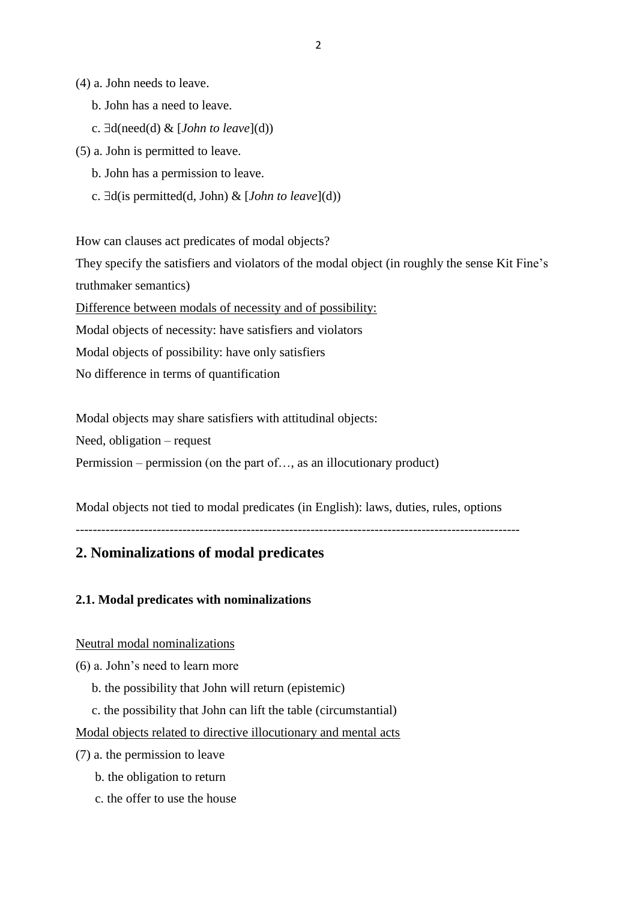(4) a. John needs to leave.

b. John has a need to leave.

c. $\exists$d(need(d) & [*John to leave*](d))

(5) a. John is permitted to leave.

b. John has a permission to leave.

c. $\exists$d(is permitted(d, John) & [*John to leave*](d))

How can clauses act predicates of modal objects?

They specify the satisfiers and violators of the modal object (in roughly the sense Kit Fine's truthmaker semantics)

<u>Difference between modals of necessity and of possibility:</u>

Modal objects of necessity: have satisfiers and violators

Modal objects of possibility: have only satisfiers

No difference in terms of quantification

Modal objects may share satisfiers with attitudinal objects:

Need, obligation – request

Permission – permission (on the part of…, as an illocutionary product)

Modal objects not tied to modal predicates (in English): laws, duties, rules, options

---

## 2. Nominalizations of modal predicates

### 2.1. Modal predicates with nominalizations

<u>Neutral modal nominalizations</u>

(6) a. John's need to learn more

b. the possibility that John will return (epistemic)

c. the possibility that John can lift the table (circumstantial)

<u>Modal objects related to directive illocutionary and mental acts</u>

(7) a. the permission to leave

b. the obligation to return

c. the offer to use the house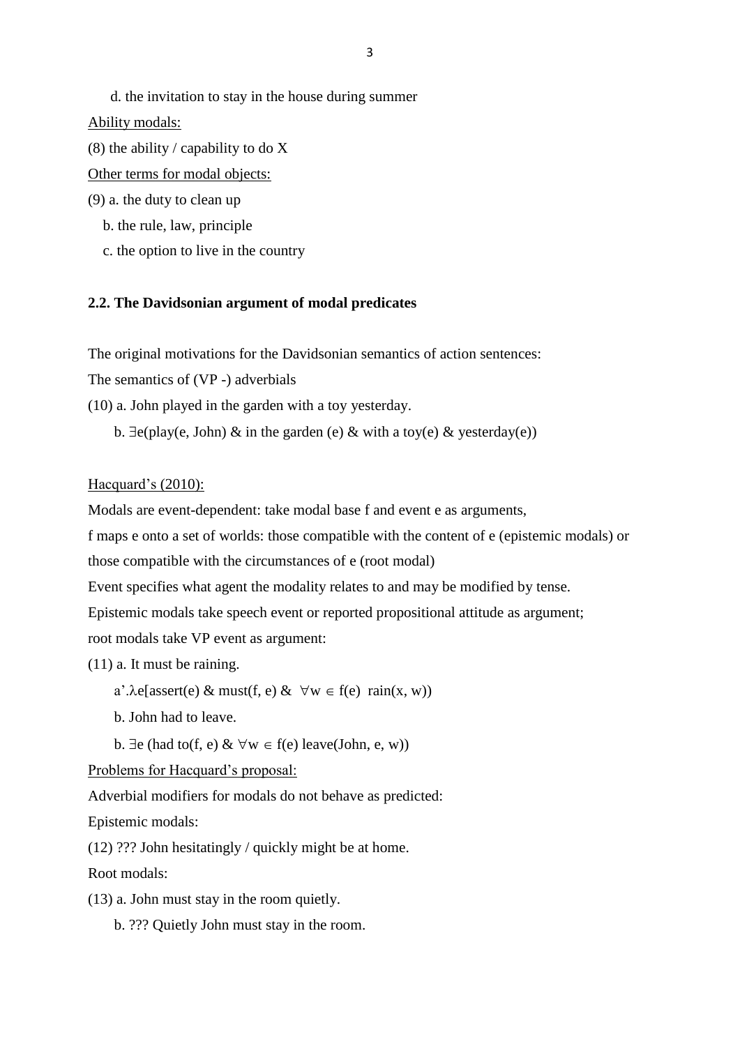d. the invitation to stay in the house during summer

Ability modals:

(8) the ability / capability to do X

Other terms for modal objects:

(9) a. the duty to clean up

b. the rule, law, principle

c. the option to live in the country

**2.2. The Davidsonian argument of modal predicates**

The original motivations for the Davidsonian semantics of action sentences:

The semantics of (VP -) adverbials

(10) a. John played in the garden with a toy yesterday.

b. $\exists$e(play(e, John) & in the garden (e) & with a toy(e) & yesterday(e))

Hacquard's (2010):

Modals are event-dependent: take modal base f and event e as arguments,

f maps e onto a set of worlds: those compatible with the content of e (epistemic modals) or those compatible with the circumstances of e (root modal)

Event specifies what agent the modality relates to and may be modified by tense.

Epistemic modals take speech event or reported propositional attitude as argument;

root modals take VP event as argument:

(11) a. It must be raining.

a'. $\lambda$e[assert(e) & must(f, e) & $\forall$w $\in$ f(e) rain(x, w))

b. John had to leave.

b. $\exists$e (had to(f, e) & $\forall$w $\in$ f(e) leave(John, e, w))

Problems for Hacquard's proposal:

Adverbial modifiers for modals do not behave as predicted:

Epistemic modals:

(12) ??? John hesitatingly / quickly might be at home.

Root modals:

(13) a. John must stay in the room quietly.

b. ??? Quietly John must stay in the room.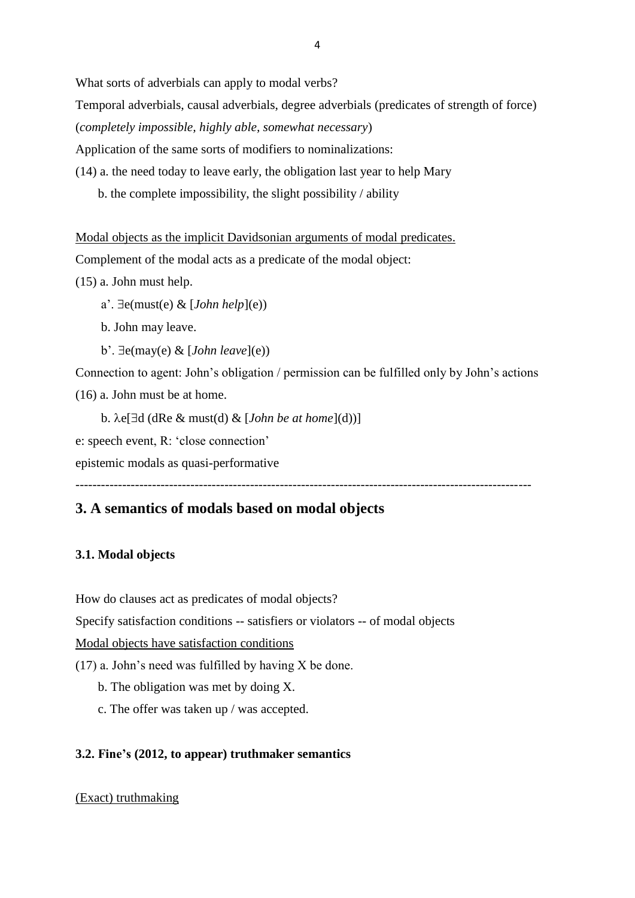What sorts of adverbials can apply to modal verbs?

Temporal adverbials, causal adverbials, degree adverbials (predicates of strength of force) (*completely impossible*, *highly able*, *somewhat necessary*)

Application of the same sorts of modifiers to nominalizations:

(14) a. the need today to leave early, the obligation last year to help Mary

b. the complete impossibility, the slight possibility / ability

<u>Modal objects as the implicit Davidsonian arguments of modal predicates.</u>

Complement of the modal acts as a predicate of the modal object:

(15) a. John must help.

a'. $\exists$e(must(e) & [*John help*](e))

b. John may leave.

b'. $\exists$e(may(e) & [*John leave*](e))

Connection to agent: John's obligation / permission can be fulfilled only by John's actions

(16) a. John must be at home.

b. $\lambda$e[$\exists$d (dRe & must(d) & [*John be at home*](d))]

e: speech event, R: 'close connection'

epistemic modals as quasi-performative

---

## 3. A semantics of modals based on modal objects

### 3.1. Modal objects

How do clauses act as predicates of modal objects?

Specify satisfaction conditions -- satisfiers or violators -- of modal objects

<u>Modal objects have satisfaction conditions</u>

(17) a. John's need was fulfilled by having X be done.

b. The obligation was met by doing X.

c. The offer was taken up / was accepted.

### 3.2. Fine's (2012, to appear) truthmaker semantics

<u>(Exact) truthmaking</u>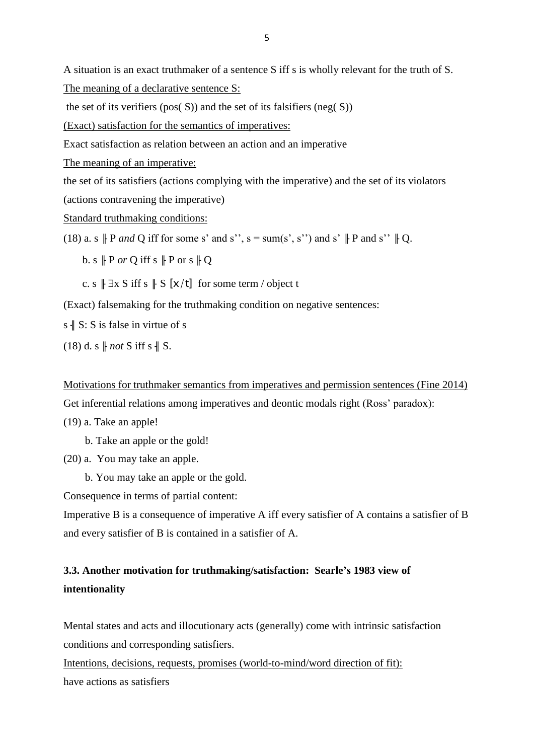A situation is an exact truthmaker of a sentence S iff s is wholly relevant for the truth of S.

<u>The meaning of a declarative sentence S:</u>

the set of its verifiers (pos( S)) and the set of its falsifiers (neg( S))

<u>(Exact) satisfaction for the semantics of imperatives:</u>

Exact satisfaction as relation between an action and an imperative

<u>The meaning of an imperative:</u>

the set of its satisfiers (actions complying with the imperative) and the set of its violators (actions contravening the imperative)

<u>Standard truthmaking conditions:</u>

(18) a. s ╟ P *and* Q iff for some s' and s'', s = sum(s', s'') and s' ╟ P and s'' ╟ Q.

b. s ╟ P *or* Q iff s ╟ P or s ╟ Q

c. s ╟ ∃x S iff s ╟ S [x/t] for some term / object t

(Exact) falsemaking for the truthmaking condition on negative sentences:

s ╢ S: S is false in virtue of s

(18) d. s ╟ *not* S iff s ╢ S.

<u>Motivations for truthmaker semantics from imperatives and permission sentences (Fine 2014)</u>

Get inferential relations among imperatives and deontic modals right (Ross' paradox):

(19) a. Take an apple!

b. Take an apple or the gold!

(20) a. You may take an apple.

b. You may take an apple or the gold.

Consequence in terms of partial content:

Imperative B is a consequence of imperative A iff every satisfier of A contains a satisfier of B and every satisfier of B is contained in a satisfier of A.

### 3.3. Another motivation for truthmaking/satisfaction: Searle's 1983 view of intentionality

Mental states and acts and illocutionary acts (generally) come with intrinsic satisfaction conditions and corresponding satisfiers.

<u>Intentions, decisions, requests, promises (world-to-mind/word direction of fit):</u>

have actions as satisfiers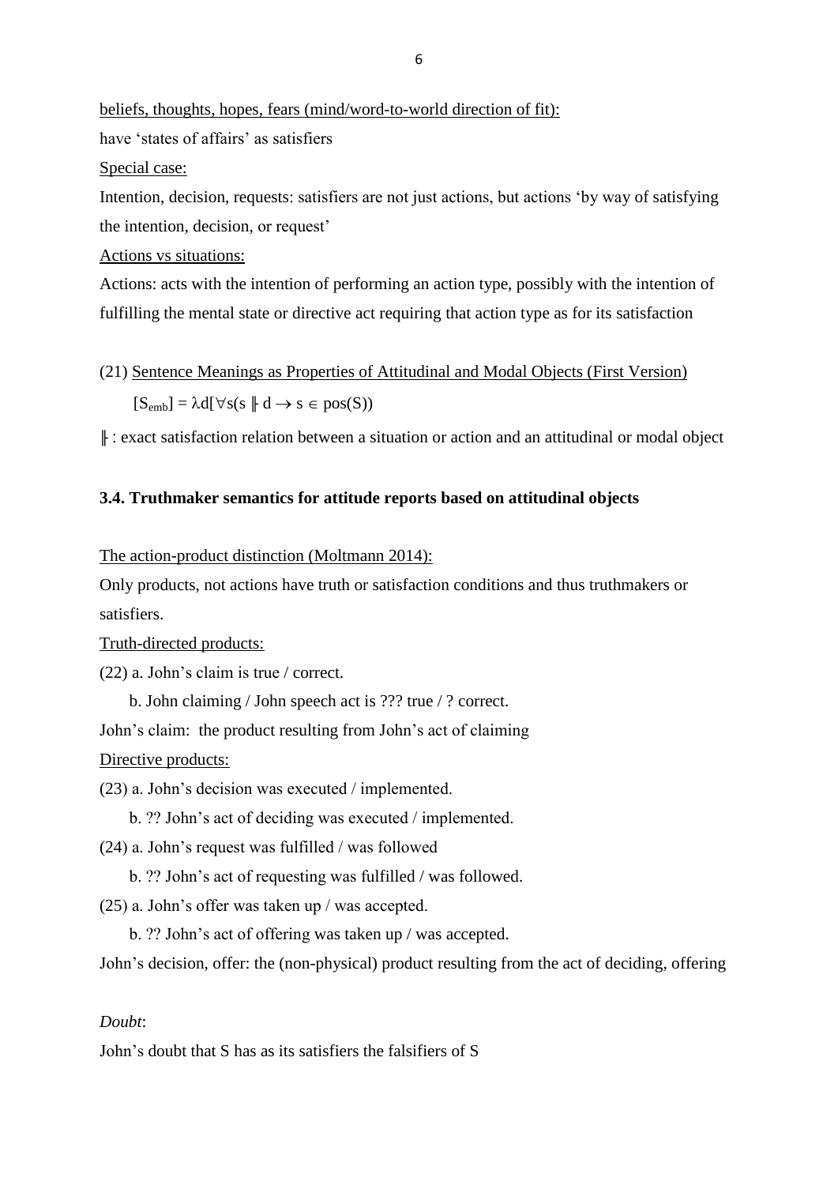<u>beliefs, thoughts, hopes, fears (mind/word-to-world direction of fit):</u>

have 'states of affairs' as satisfiers

<u>Special case:</u>

Intention, decision, requests: satisfiers are not just actions, but actions 'by way of satisfying the intention, decision, or request'

<u>Actions vs situations:</u>

Actions: acts with the intention of performing an action type, possibly with the intention of fulfilling the mental state or directive act requiring that action type as for its satisfaction

(21) <u>Sentence Meanings as Properties of Attitudinal and Modal Objects (First Version)</u>

$[S_{emb}] = \lambda d[\forall s(s \Vdash d \rightarrow s \in pos(S))$

$\Vdash$ : exact satisfaction relation between a situation or action and an attitudinal or modal object

### 3.4. Truthmaker semantics for attitude reports based on attitudinal objects

<u>The action-product distinction (Moltmann 2014):</u>

Only products, not actions have truth or satisfaction conditions and thus truthmakers or satisfiers.

<u>Truth-directed products:</u>

(22) a. John's claim is true / correct.

b. John claiming / John speech act is ??? true / ? correct.

John's claim: the product resulting from John's act of claiming

<u>Directive products:</u>

(23) a. John's decision was executed / implemented.

b. ?? John's act of deciding was executed / implemented.

(24) a. John's request was fulfilled / was followed

b. ?? John's act of requesting was fulfilled / was followed.

(25) a. John's offer was taken up / was accepted.

b. ?? John's act of offering was taken up / was accepted.

John's decision, offer: the (non-physical) product resulting from the act of deciding, offering

*Doubt*:

John's doubt that S has as its satisfiers the falsifiers of S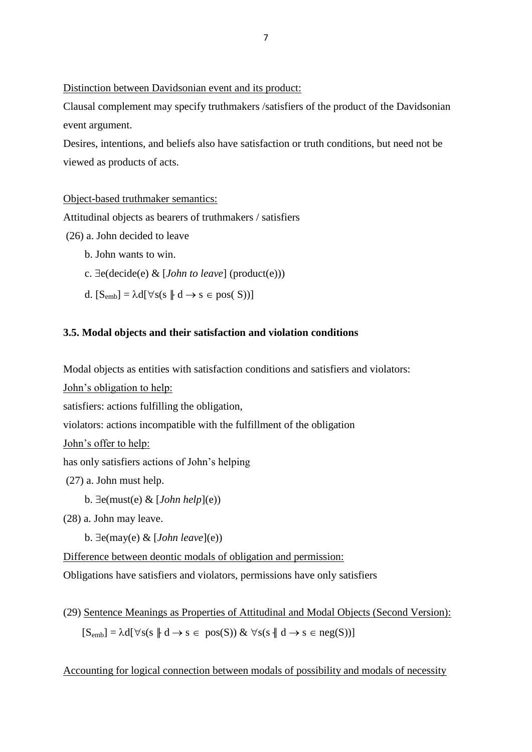<u>Distinction between Davidsonian event and its product:</u>

Clausal complement may specify truthmakers /satisfiers of the product of the Davidsonian event argument.

Desires, intentions, and beliefs also have satisfaction or truth conditions, but need not be viewed as products of acts.

<u>Object-based truthmaker semantics:</u>

Attitudinal objects as bearers of truthmakers / satisfiers

(26) a. John decided to leave

b. John wants to win.

c. $\exists e(\text{decide}(e)$ & [*John to leave*] $(\text{product}(e)))$

d. $[S_{emb}] = \lambda d[\forall s(s \Vdash d \rightarrow s \in \text{pos}(S))]$

### 3.5. Modal objects and their satisfaction and violation conditions

Modal objects as entities with satisfaction conditions and satisfiers and violators:

<u>John's obligation to help:</u>

satisfiers: actions fulfilling the obligation,

violators: actions incompatible with the fulfillment of the obligation

<u>John's offer to help:</u>

has only satisfiers actions of John's helping

(27) a. John must help.

b. $\exists e(\text{must}(e)$ & [*John help*]$(e))$

(28) a. John may leave.

b. $\exists e(\text{may}(e)$ & [*John leave*]$(e))$

<u>Difference between deontic modals of obligation and permission:</u>

Obligations have satisfiers and violators, permissions have only satisfiers

(29) <u>Sentence Meanings as Properties of Attitudinal and Modal Objects (Second Version):</u>

$$[S_{emb}] = \lambda d[\forall s(s \Vdash d \rightarrow s \in \text{pos}(S)) \ \& \ \forall s(s \dashv\!\!| \ d \rightarrow s \in \text{neg}(S))]$$

<u>Accounting for logical connection between modals of possibility and modals of necessity</u>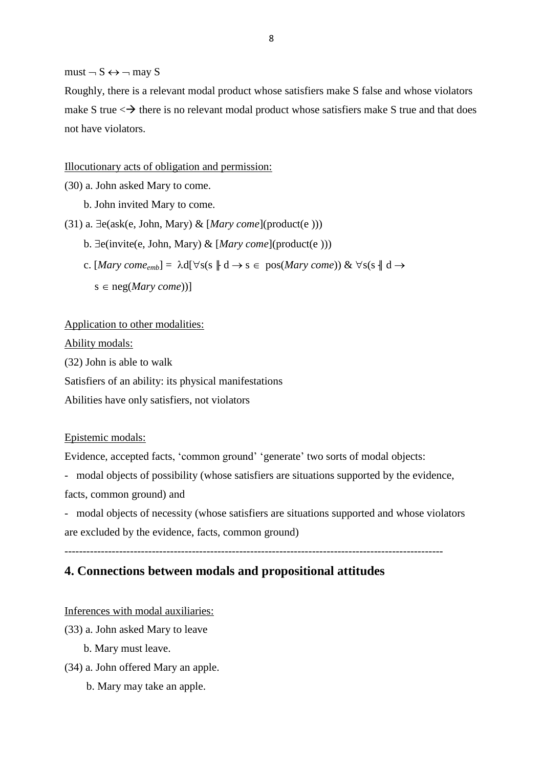must $\neg$ S $\leftrightarrow \neg$ may S

Roughly, there is a relevant modal product whose satisfiers make S false and whose violators make S true <→ there is no relevant modal product whose satisfiers make S true and that does not have violators.

<u>Illocutionary acts of obligation and permission:</u>

(30) a. John asked Mary to come.

b. John invited Mary to come.

(31) a. $\exists$e(ask(e, John, Mary) & [*Mary come*](product(e )))

b. $\exists$e(invite(e, John, Mary) & [*Mary come*](product(e )))

c. [*Mary come*$_{emb}$] = $\lambda$d[$\forall$s(s $\Vdash$ d $\rightarrow$ s $\in$ pos(*Mary come*)) & $\forall$s(s $\dashv\vert$ d $\rightarrow$ s $\in$ neg(*Mary come*))]

<u>Application to other modalities:</u>

<u>Ability modals:</u>

(32) John is able to walk

Satisfiers of an ability: its physical manifestations

Abilities have only satisfiers, not violators

<u>Epistemic modals:</u>

Evidence, accepted facts, 'common ground' 'generate' two sorts of modal objects:

- modal objects of possibility (whose satisfiers are situations supported by the evidence, facts, common ground) and
- modal objects of necessity (whose satisfiers are situations supported and whose violators are excluded by the evidence, facts, common ground)

---

## 4. Connections between modals and propositional attitudes

<u>Inferences with modal auxiliaries:</u>

(33) a. John asked Mary to leave

b. Mary must leave.

(34) a. John offered Mary an apple.

b. Mary may take an apple.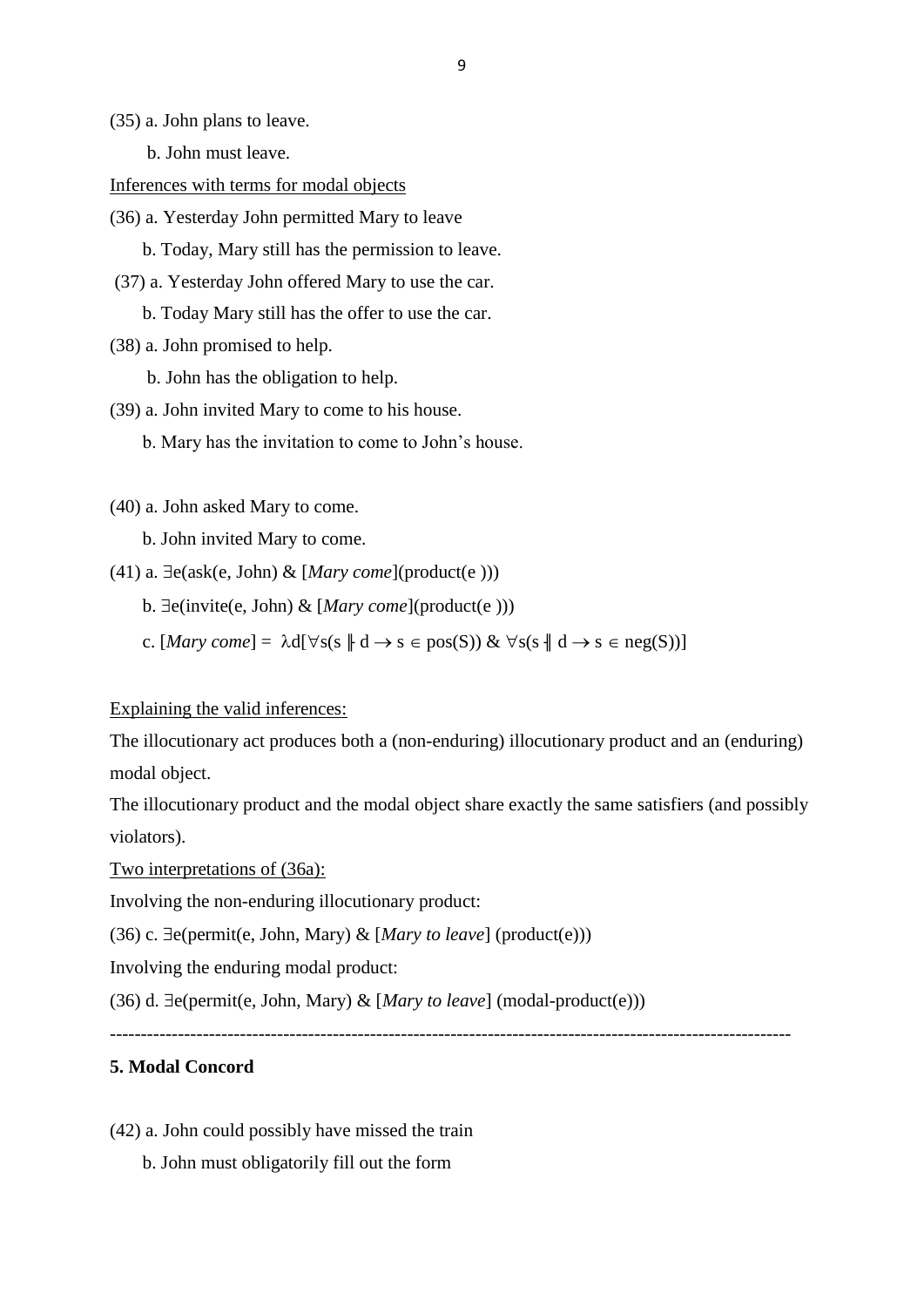(35) a. John plans to leave.

b. John must leave.

<u>Inferences with terms for modal objects</u>

(36) a. Yesterday John permitted Mary to leave

b. Today, Mary still has the permission to leave.

(37) a. Yesterday John offered Mary to use the car.

b. Today Mary still has the offer to use the car.

(38) a. John promised to help.

b. John has the obligation to help.

(39) a. John invited Mary to come to his house.

b. Mary has the invitation to come to John's house.

(40) a. John asked Mary to come.

b. John invited Mary to come.

(41) a. ∃e(ask(e, John) & [*Mary come*](product(e )))

b. ∃e(invite(e, John) & [*Mary come*](product(e )))

c. [*Mary come*] = $\lambda d[\forall s(s \Vdash d \rightarrow s \in pos(S)) \ \& \ \forall s(s \dashv\vdash d \rightarrow s \in neg(S))]$

<u>Explaining the valid inferences:</u>

The illocutionary act produces both a (non-enduring) illocutionary product and an (enduring) modal object.

The illocutionary product and the modal object share exactly the same satisfiers (and possibly violators).

<u>Two interpretations of (36a):</u>

Involving the non-enduring illocutionary product:

(36) c. ∃e(permit(e, John, Mary) & [*Mary to leave*] (product(e)))

Involving the enduring modal product:

(36) d. ∃e(permit(e, John, Mary) & [*Mary to leave*] (modal-product(e)))

---

## 5. Modal Concord

(42) a. John could possibly have missed the train

b. John must obligatorily fill out the form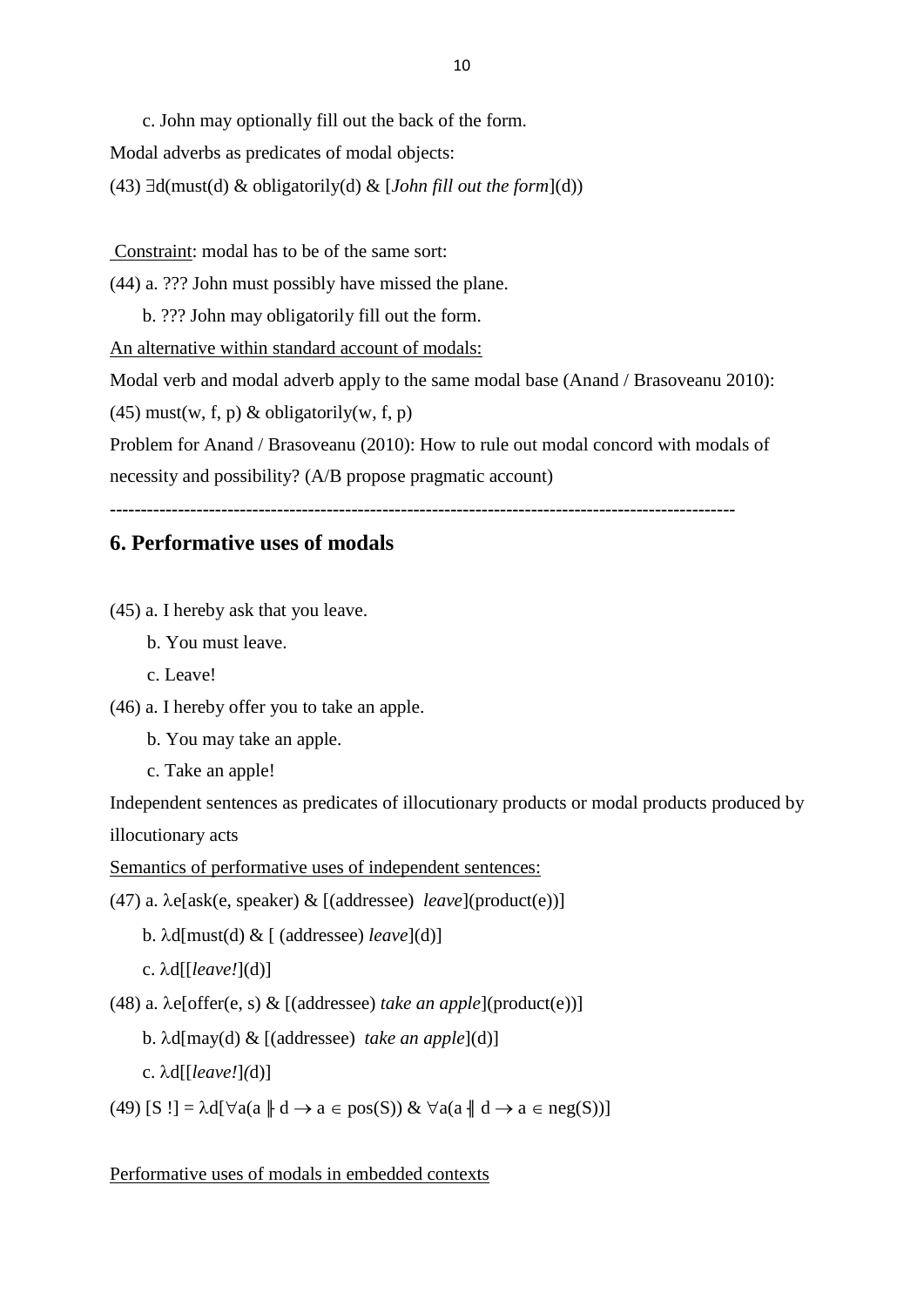c. John may optionally fill out the back of the form.

Modal adverbs as predicates of modal objects:

(43) $\exists$d(must(d) & obligatorily(d) & [*John fill out the form*](d))

<u>Constraint</u>: modal has to be of the same sort:

(44) a. ??? John must possibly have missed the plane.

b. ??? John may obligatorily fill out the form.

<u>An alternative within standard account of modals:</u>

Modal verb and modal adverb apply to the same modal base (Anand / Brasoveanu 2010):

(45) must(w, f, p) & obligatorily(w, f, p)

Problem for Anand / Brasoveanu (2010): How to rule out modal concord with modals of necessity and possibility? (A/B propose pragmatic account)

---

## 6. Performative uses of modals

(45) a. I hereby ask that you leave.

b. You must leave.

c. Leave!

(46) a. I hereby offer you to take an apple.

b. You may take an apple.

c. Take an apple!

Independent sentences as predicates of illocutionary products or modal products produced by illocutionary acts

<u>Semantics of performative uses of independent sentences:</u>

(47) a. $\lambda$e[ask(e, speaker) & [(addressee) *leave*](product(e))]

b. $\lambda$d[must(d) & [ (addressee) *leave*](d)]

c. $\lambda$d[[*leave!*](d)]

(48) a. $\lambda$e[offer(e, s) & [(addressee) *take an apple*](product(e))]

b. $\lambda$d[may(d) & [(addressee) *take an apple*](d)]

c. $\lambda$d[[*leave!*](d)]

(49) $[S\ !] = \lambda d[\forall a(a \Vdash d \rightarrow a \in pos(S))\ \&\ \forall a(a \dashv\vdash d \rightarrow a \in neg(S))]$

<u>Performative uses of modals in embedded contexts</u>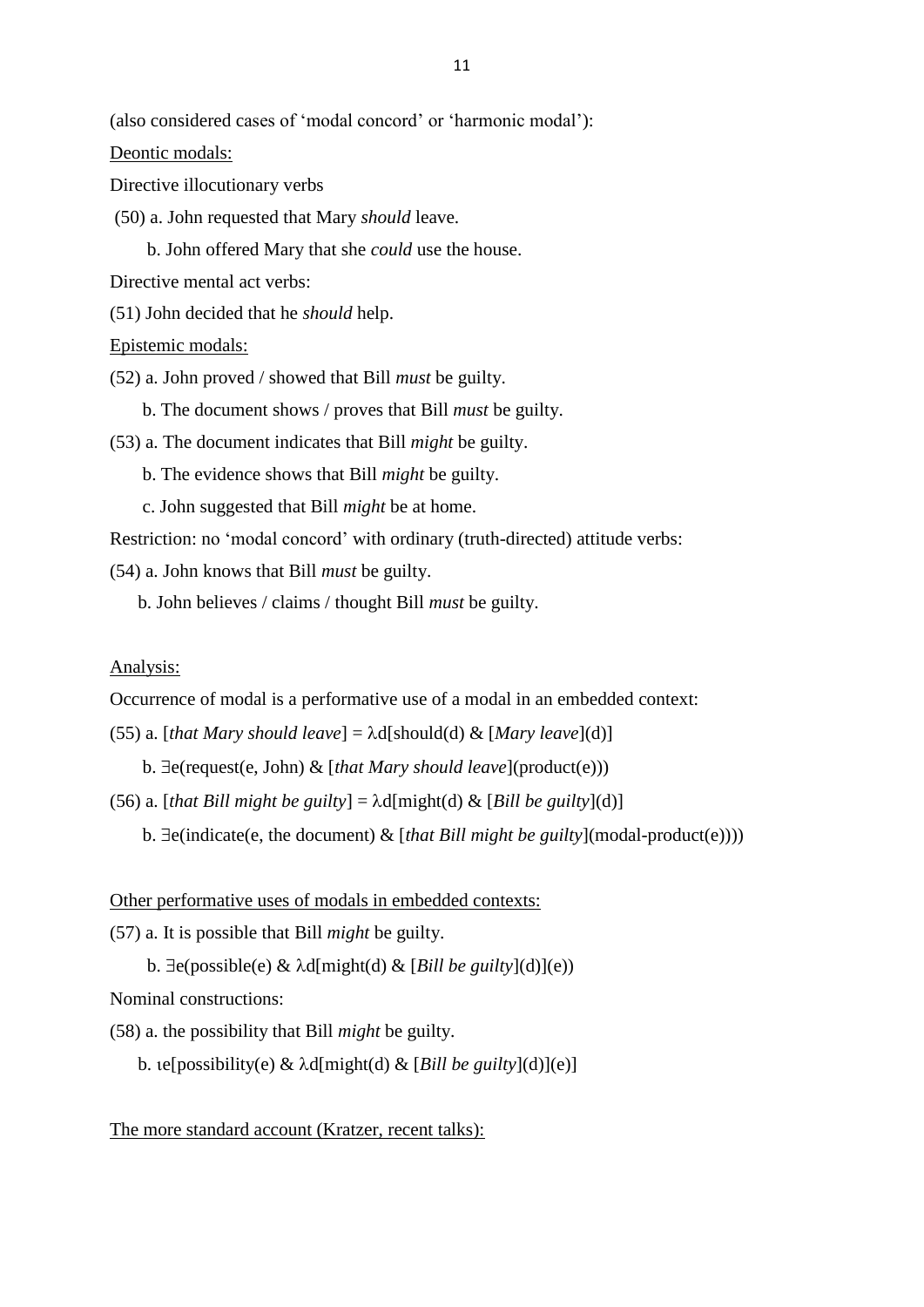(also considered cases of 'modal concord' or 'harmonic modal'):

<u>Deontic modals:</u>

Directive illocutionary verbs

(50) a. John requested that Mary *should* leave.

b. John offered Mary that she *could* use the house.

Directive mental act verbs:

(51) John decided that he *should* help.

<u>Epistemic modals:</u>

(52) a. John proved / showed that Bill *must* be guilty.

b. The document shows / proves that Bill *must* be guilty.

(53) a. The document indicates that Bill *might* be guilty.

b. The evidence shows that Bill *might* be guilty.

c. John suggested that Bill *might* be at home.

Restriction: no 'modal concord' with ordinary (truth-directed) attitude verbs:

(54) a. John knows that Bill *must* be guilty.

b. John believes / claims / thought Bill *must* be guilty.

<u>Analysis:</u>

Occurrence of modal is a performative use of a modal in an embedded context:

(55) a. [*that Mary should leave*] = λd[should(d) & [*Mary leave*](d)]

b. ∃e(request(e, John) & [*that Mary should leave*](product(e)))

(56) a. [*that Bill might be guilty*] = λd[might(d) & [*Bill be guilty*](d)]

b. ∃e(indicate(e, the document) & [*that Bill might be guilty*](modal-product(e))))

<u>Other performative uses of modals in embedded contexts:</u>

(57) a. It is possible that Bill *might* be guilty.

b. ∃e(possible(e) & λd[might(d) & [*Bill be guilty*](d)](e))

Nominal constructions:

(58) a. the possibility that Bill *might* be guilty.

b. ιe[possibility(e) & λd[might(d) & [*Bill be guilty*](d)](e)]

<u>The more standard account (Kratzer, recent talks):</u>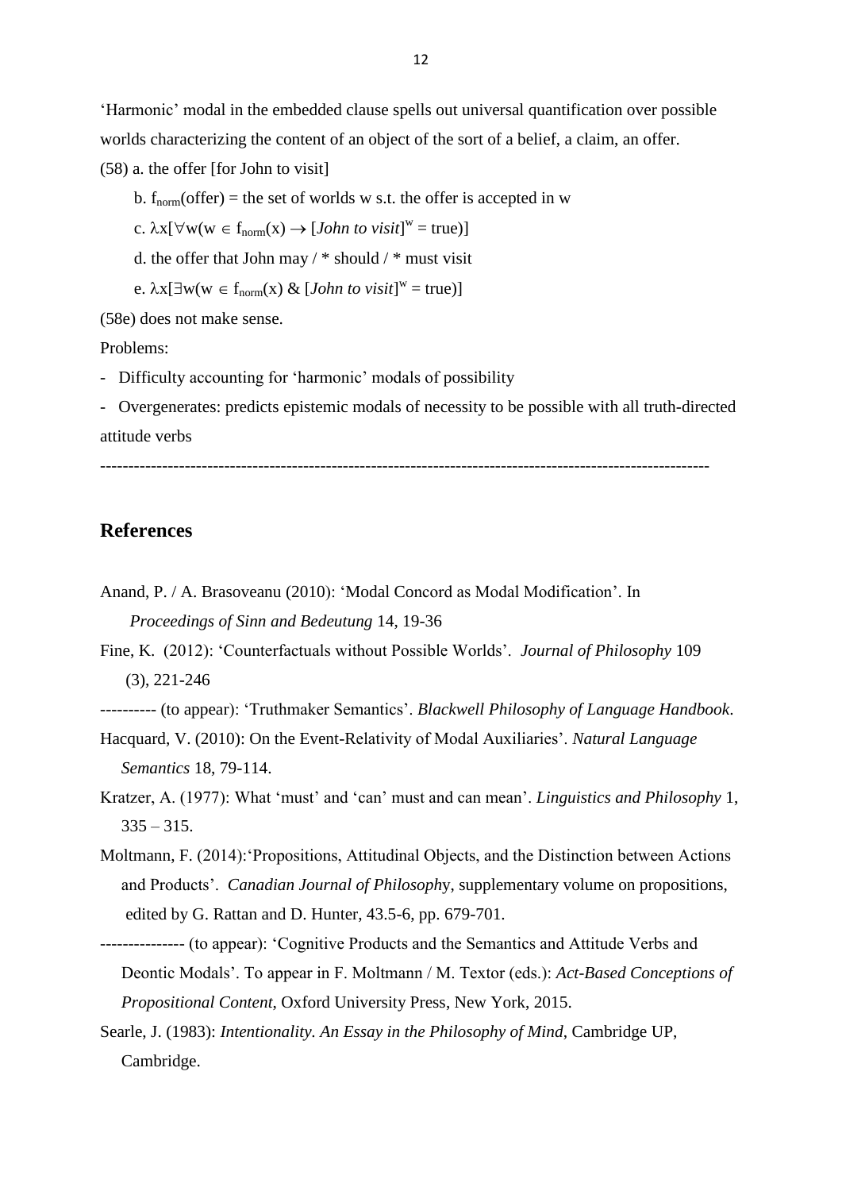'Harmonic' modal in the embedded clause spells out universal quantification over possible worlds characterizing the content of an object of the sort of a belief, a claim, an offer.

(58) a. the offer [for John to visit]

b. $f_{norm}$(offer) = the set of worlds w s.t. the offer is accepted in w

c. $\lambda x[\forall w(w \in f_{norm}(x) \rightarrow [\textit{John to visit}]^{w} = \text{true})]$

d. the offer that John may / * should / * must visit

e. $\lambda x[\exists w(w \in f_{norm}(x) \ \& \ [\textit{John to visit}]^{w} = \text{true})]$

(58e) does not make sense.

Problems:

- Difficulty accounting for 'harmonic' modals of possibility
- Overgenerates: predicts epistemic modals of necessity to be possible with all truth-directed attitude verbs

---

## References

Anand, P. / A. Brasoveanu (2010): 'Modal Concord as Modal Modification'. In *Proceedings of Sinn and Bedeutung* 14, 19-36

Fine, K. (2012): 'Counterfactuals without Possible Worlds'. *Journal of Philosophy* 109 (3), 221-246

---------- (to appear): 'Truthmaker Semantics'. *Blackwell Philosophy of Language Handbook*.

Hacquard, V. (2010): On the Event-Relativity of Modal Auxiliaries'. *Natural Language Semantics* 18, 79-114.

Kratzer, A. (1977): What 'must' and 'can' must and can mean'. *Linguistics and Philosophy* 1, 335 – 315.

Moltmann, F. (2014):'Propositions, Attitudinal Objects, and the Distinction between Actions and Products'. *Canadian Journal of Philosophy*, supplementary volume on propositions, edited by G. Rattan and D. Hunter, 43.5-6, pp. 679-701.

--------------- (to appear): 'Cognitive Products and the Semantics and Attitude Verbs and Deontic Modals'. To appear in F. Moltmann / M. Textor (eds.): *Act-Based Conceptions of Propositional Content*, Oxford University Press, New York, 2015.

Searle, J. (1983): *Intentionality. An Essay in the Philosophy of Mind*, Cambridge UP, Cambridge.